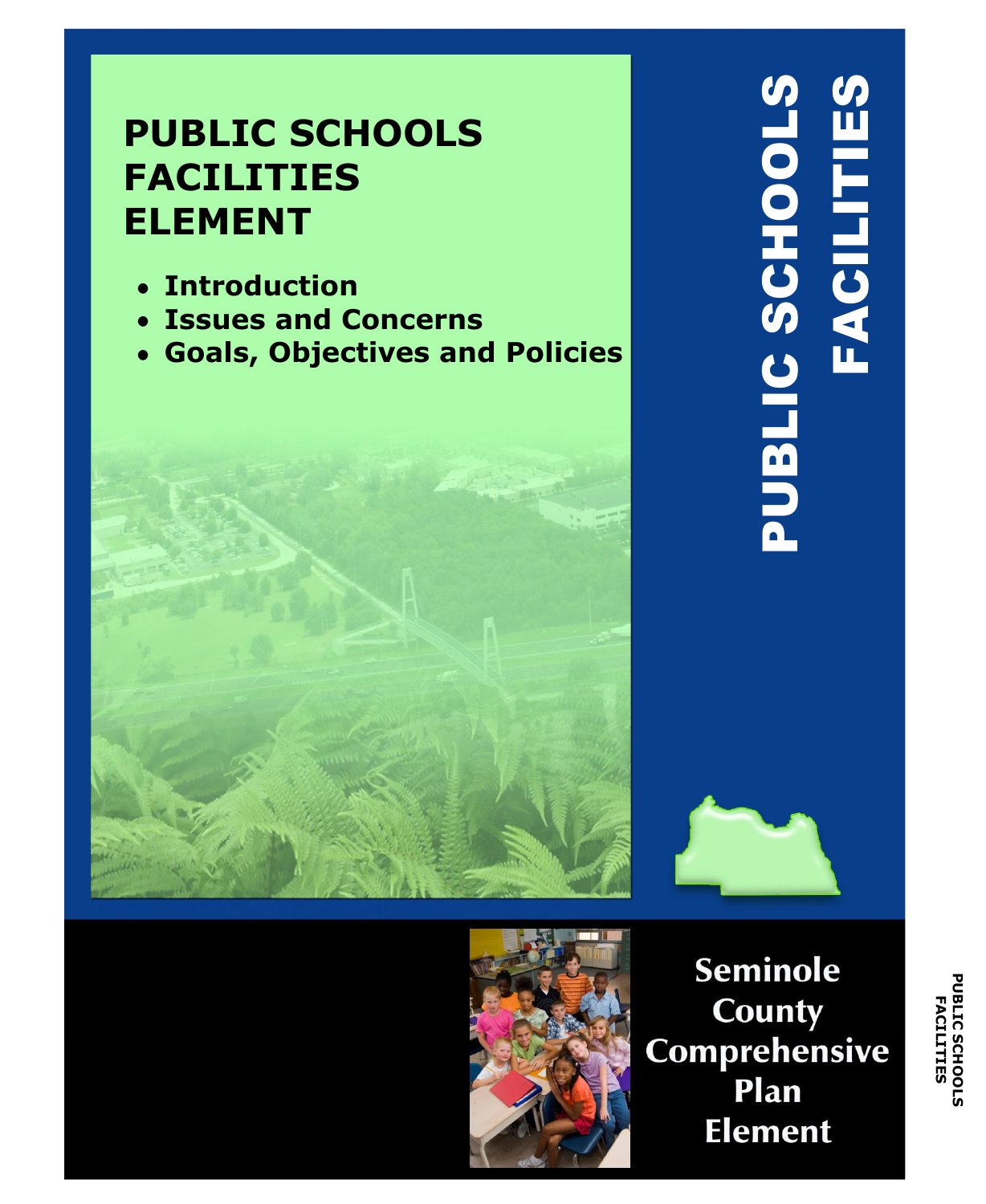# PUBLIC SCHOOLS FACILITIES ELEMENT

- Introduction
- Issues and Concerns
- Goals, Objectives and Policies

PUBLIC SCHOOLS FACILITIES

Seminole County Comprehensive Plan Element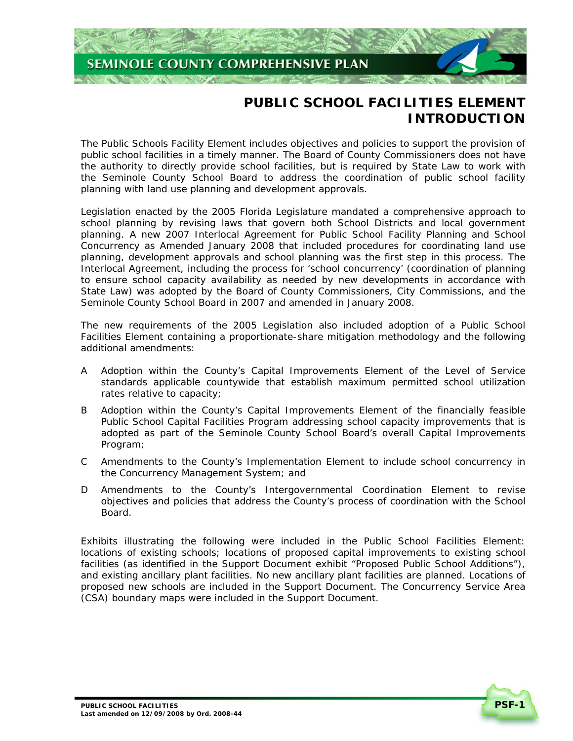# PUBLIC SCHOOL FACILITIES ELEMENT INTRODUCTION

The Public Schools Facility Element includes objectives and policies to support the provision of public school facilities in a timely manner. The Board of County Commissioners does not have the authority to directly provide school facilities, but is required by State Law to work with the Seminole County School Board to address the coordination of public school facility planning with land use planning and development approvals.

Legislation enacted by the 2005 Florida Legislature mandated a comprehensive approach to school planning by revising laws that govern both School Districts and local government planning. A new 2007 Interlocal Agreement for Public School Facility Planning and School Concurrency as Amended January 2008 that included procedures for coordinating land use planning, development approvals and school planning was the first step in this process. The Interlocal Agreement, including the process for 'school concurrency' (coordination of planning to ensure school capacity availability as needed by new developments in accordance with State Law) was adopted by the Board of County Commissioners, City Commissions, and the Seminole County School Board in 2007 and amended in January 2008.

The new requirements of the 2005 Legislation also included adoption of a Public School Facilities Element containing a proportionate-share mitigation methodology and the following additional amendments:

A Adoption within the County's Capital Improvements Element of the Level of Service standards applicable countywide that establish maximum permitted school utilization rates relative to capacity;

B Adoption within the County's Capital Improvements Element of the financially feasible Public School Capital Facilities Program addressing school capacity improvements that is adopted as part of the Seminole County School Board's overall Capital Improvements Program;

C Amendments to the County's Implementation Element to include school concurrency in the Concurrency Management System; and

D Amendments to the County's Intergovernmental Coordination Element to revise objectives and policies that address the County's process of coordination with the School Board.

Exhibits illustrating the following were included in the Public School Facilities Element: locations of existing schools; locations of proposed capital improvements to existing school facilities (as identified in the Support Document exhibit "Proposed Public School Additions"), and existing ancillary plant facilities. No new ancillary plant facilities are planned. Locations of proposed new schools are included in the Support Document. The Concurrency Service Area (CSA) boundary maps were included in the Support Document.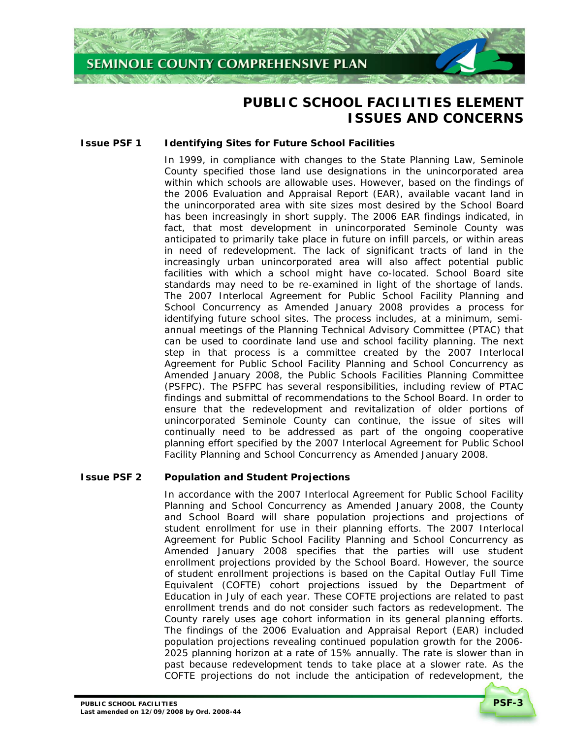# PUBLIC SCHOOL FACILITIES ELEMENT ISSUES AND CONCERNS

## Issue PSF 1 Identifying Sites for Future School Facilities

In 1999, in compliance with changes to the State Planning Law, Seminole County specified those land use designations in the unincorporated area within which schools are allowable uses. However, based on the findings of the 2006 Evaluation and Appraisal Report (EAR), available vacant land in the unincorporated area with site sizes most desired by the School Board has been increasingly in short supply. The 2006 EAR findings indicated, in fact, that most development in unincorporated Seminole County was anticipated to primarily take place in future on infill parcels, or within areas in need of redevelopment. The lack of significant tracts of land in the increasingly urban unincorporated area will also affect potential public facilities with which a school might have co-located. School Board site standards may need to be re-examined in light of the shortage of lands. The 2007 Interlocal Agreement for Public School Facility Planning and School Concurrency as Amended January 2008 provides a process for identifying future school sites. The process includes, at a minimum, semi-annual meetings of the Planning Technical Advisory Committee (PTAC) that can be used to coordinate land use and school facility planning. The next step in that process is a committee created by the 2007 Interlocal Agreement for Public School Facility Planning and School Concurrency as Amended January 2008, the Public Schools Facilities Planning Committee (PSFPC). The PSFPC has several responsibilities, including review of PTAC findings and submittal of recommendations to the School Board. In order to ensure that the redevelopment and revitalization of older portions of unincorporated Seminole County can continue, the issue of sites will continually need to be addressed as part of the ongoing cooperative planning effort specified by the 2007 Interlocal Agreement for Public School Facility Planning and School Concurrency as Amended January 2008.

## Issue PSF 2 Population and Student Projections

In accordance with the 2007 Interlocal Agreement for Public School Facility Planning and School Concurrency as Amended January 2008, the County and School Board will share population projections and projections of student enrollment for use in their planning efforts. The 2007 Interlocal Agreement for Public School Facility Planning and School Concurrency as Amended January 2008 specifies that the parties will use student enrollment projections provided by the School Board. However, the source of student enrollment projections is based on the Capital Outlay Full Time Equivalent (COFTE) cohort projections issued by the Department of Education in July of each year. These COFTE projections are related to past enrollment trends and do not consider such factors as redevelopment. The County rarely uses age cohort information in its general planning efforts. The findings of the 2006 Evaluation and Appraisal Report (EAR) included population projections revealing continued population growth for the 2006-2025 planning horizon at a rate of 15% annually. The rate is slower than in past because redevelopment tends to take place at a slower rate. As the COFTE projections do not include the anticipation of redevelopment, the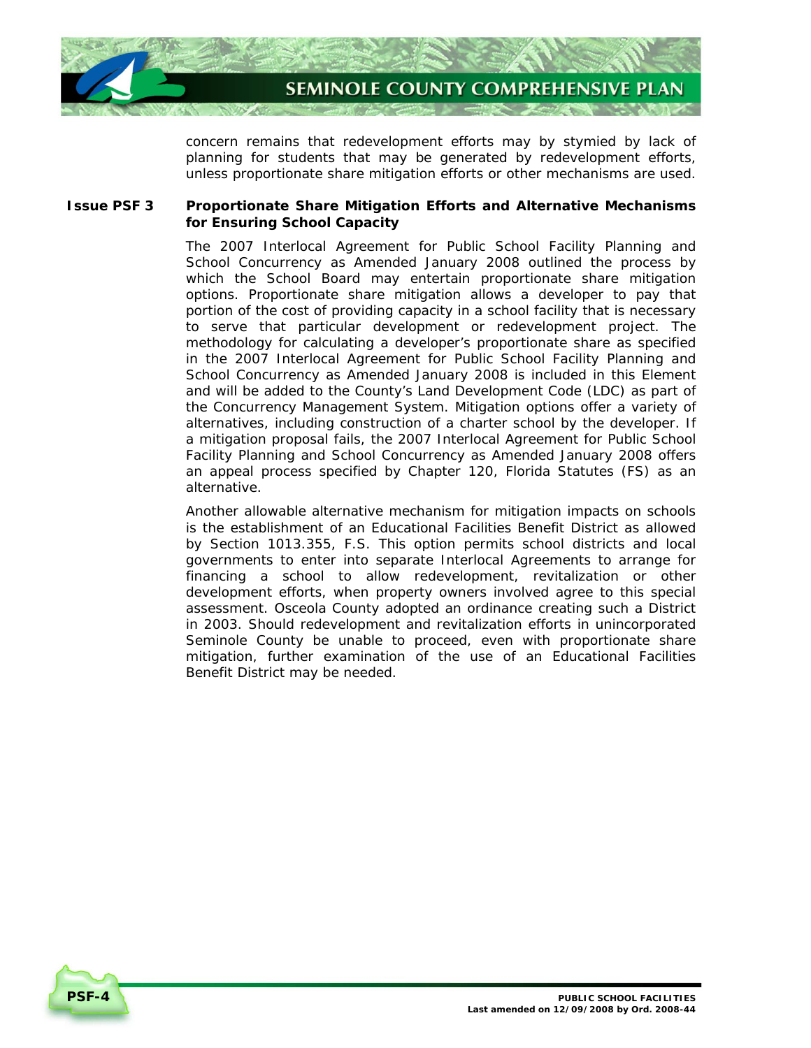concern remains that redevelopment efforts may by stymied by lack of planning for students that may be generated by redevelopment efforts, unless proportionate share mitigation efforts or other mechanisms are used.

**Issue PSF 3 Proportionate Share Mitigation Efforts and Alternative Mechanisms for Ensuring School Capacity**

The 2007 Interlocal Agreement for Public School Facility Planning and School Concurrency as Amended January 2008 outlined the process by which the School Board may entertain proportionate share mitigation options. Proportionate share mitigation allows a developer to pay that portion of the cost of providing capacity in a school facility that is necessary to serve that particular development or redevelopment project. The methodology for calculating a developer's proportionate share as specified in the 2007 Interlocal Agreement for Public School Facility Planning and School Concurrency as Amended January 2008 is included in this Element and will be added to the County's Land Development Code (LDC) as part of the Concurrency Management System. Mitigation options offer a variety of alternatives, including construction of a charter school by the developer. If a mitigation proposal fails, the 2007 Interlocal Agreement for Public School Facility Planning and School Concurrency as Amended January 2008 offers an appeal process specified by Chapter 120, Florida Statutes (FS) as an alternative.

Another allowable alternative mechanism for mitigation impacts on schools is the establishment of an Educational Facilities Benefit District as allowed by Section 1013.355, F.S. This option permits school districts and local governments to enter into separate Interlocal Agreements to arrange for financing a school to allow redevelopment, revitalization or other development efforts, when property owners involved agree to this special assessment. Osceola County adopted an ordinance creating such a District in 2003. Should redevelopment and revitalization efforts in unincorporated Seminole County be unable to proceed, even with proportionate share mitigation, further examination of the use of an Educational Facilities Benefit District may be needed.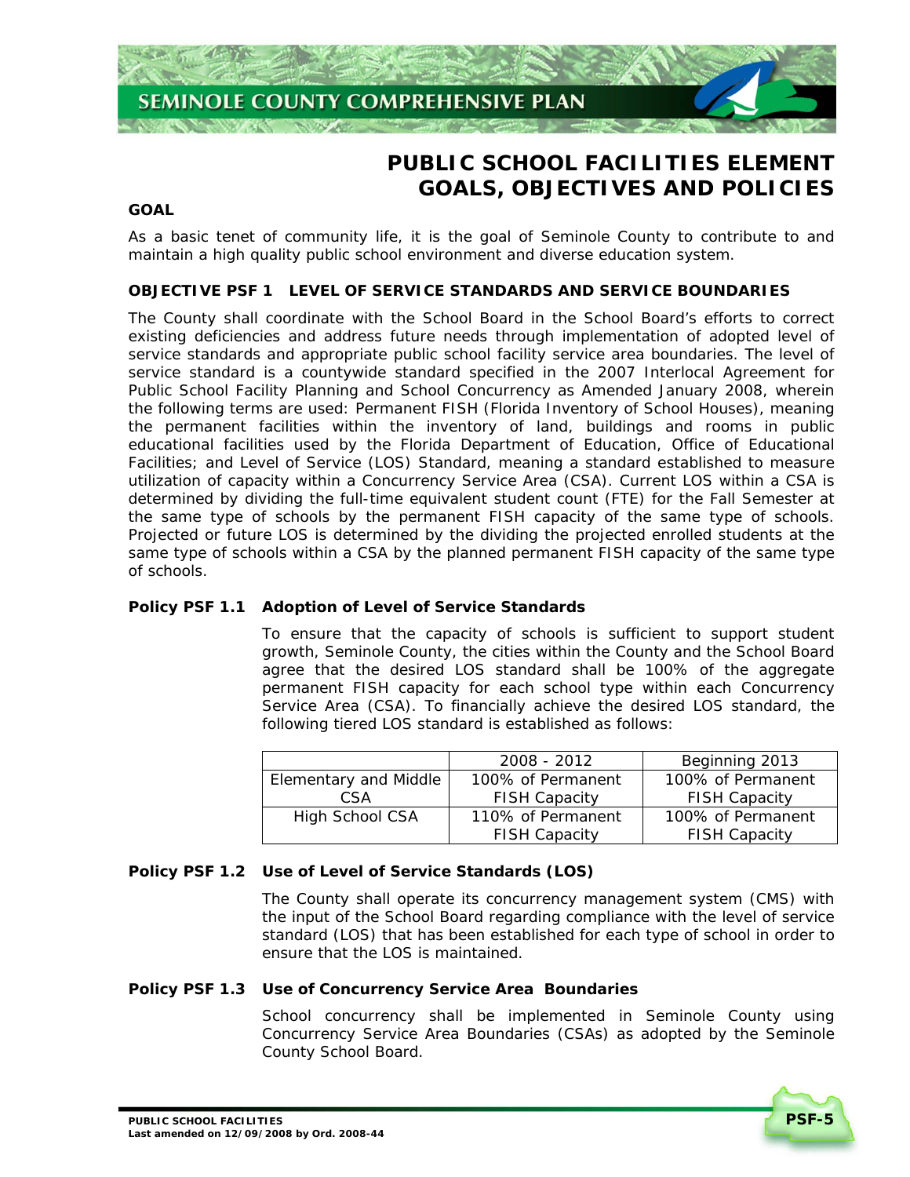# PUBLIC SCHOOL FACILITIES ELEMENT GOALS, OBJECTIVES AND POLICIES

## GOAL

As a basic tenet of community life, it is the goal of Seminole County to contribute to and maintain a high quality public school environment and diverse education system.

## OBJECTIVE PSF 1 LEVEL OF SERVICE STANDARDS AND SERVICE BOUNDARIES

The County shall coordinate with the School Board in the School Board's efforts to correct existing deficiencies and address future needs through implementation of adopted level of service standards and appropriate public school facility service area boundaries. The level of service standard is a countywide standard specified in the 2007 Interlocal Agreement for Public School Facility Planning and School Concurrency as Amended January 2008, wherein the following terms are used: Permanent FISH (Florida Inventory of School Houses), meaning the permanent facilities within the inventory of land, buildings and rooms in public educational facilities used by the Florida Department of Education, Office of Educational Facilities; and Level of Service (LOS) Standard, meaning a standard established to measure utilization of capacity within a Concurrency Service Area (CSA). Current LOS within a CSA is determined by dividing the full-time equivalent student count (FTE) for the Fall Semester at the same type of schools by the permanent FISH capacity of the same type of schools. Projected or future LOS is determined by the dividing the projected enrolled students at the same type of schools within a CSA by the planned permanent FISH capacity of the same type of schools.

### Policy PSF 1.1 Adoption of Level of Service Standards

To ensure that the capacity of schools is sufficient to support student growth, Seminole County, the cities within the County and the School Board agree that the desired LOS standard shall be 100% of the aggregate permanent FISH capacity for each school type within each Concurrency Service Area (CSA). To financially achieve the desired LOS standard, the following tiered LOS standard is established as follows:

| | 2008 - 2012 | Beginning 2013 |
|---|---|---|
| Elementary and Middle CSA | 100% of Permanent FISH Capacity | 100% of Permanent FISH Capacity |
| High School CSA | 110% of Permanent FISH Capacity | 100% of Permanent FISH Capacity |

### Policy PSF 1.2 Use of Level of Service Standards (LOS)

The County shall operate its concurrency management system (CMS) with the input of the School Board regarding compliance with the level of service standard (LOS) that has been established for each type of school in order to ensure that the LOS is maintained.

### Policy PSF 1.3 Use of Concurrency Service Area Boundaries

School concurrency shall be implemented in Seminole County using Concurrency Service Area Boundaries (CSAs) as adopted by the Seminole County School Board.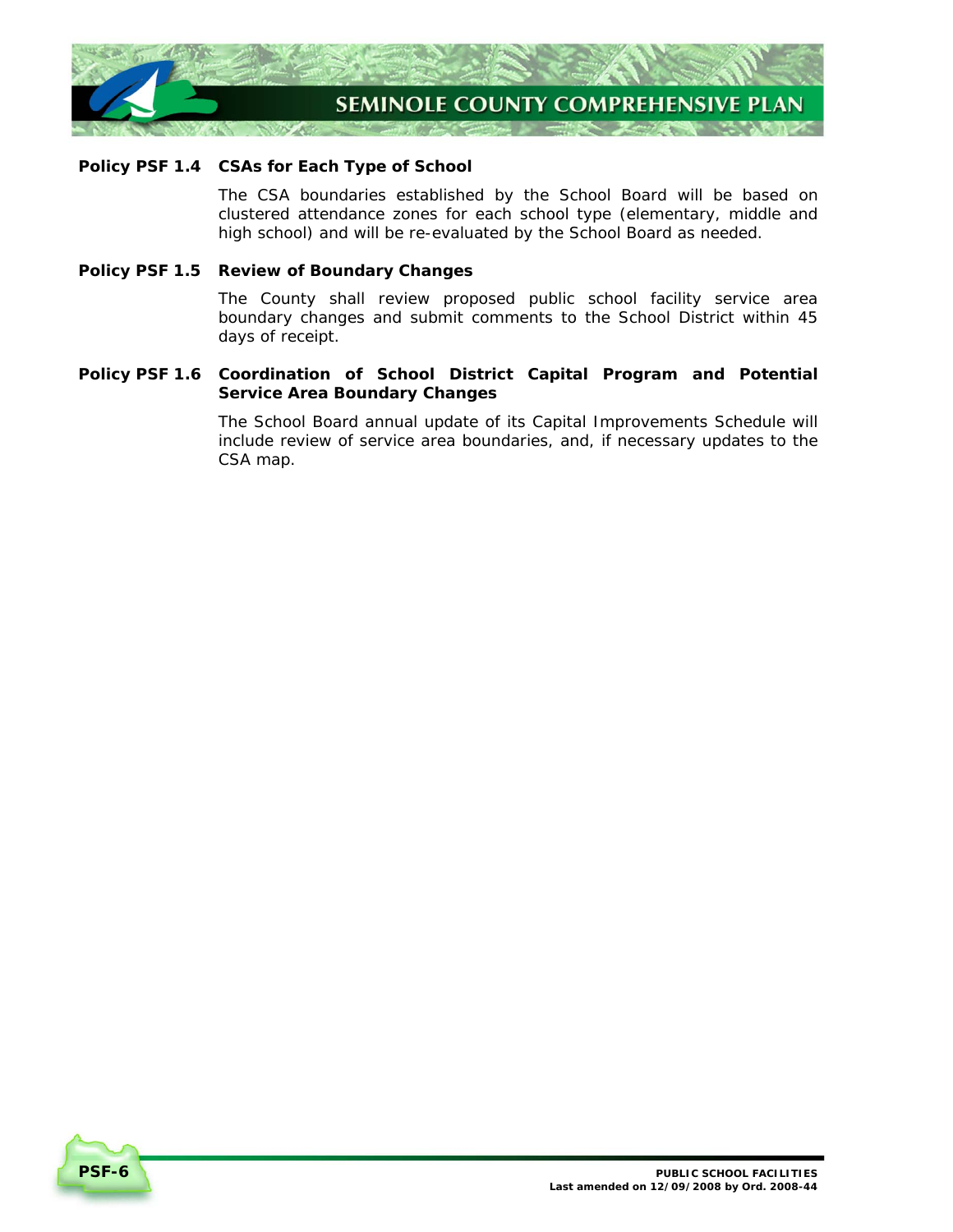**Policy PSF 1.4 CSAs for Each Type of School**

The CSA boundaries established by the School Board will be based on clustered attendance zones for each school type (elementary, middle and high school) and will be re-evaluated by the School Board as needed.

**Policy PSF 1.5 Review of Boundary Changes**

The County shall review proposed public school facility service area boundary changes and submit comments to the School District within 45 days of receipt.

**Policy PSF 1.6 Coordination of School District Capital Program and Potential Service Area Boundary Changes**

The School Board annual update of its Capital Improvements Schedule will include review of service area boundaries, and, if necessary updates to the CSA map.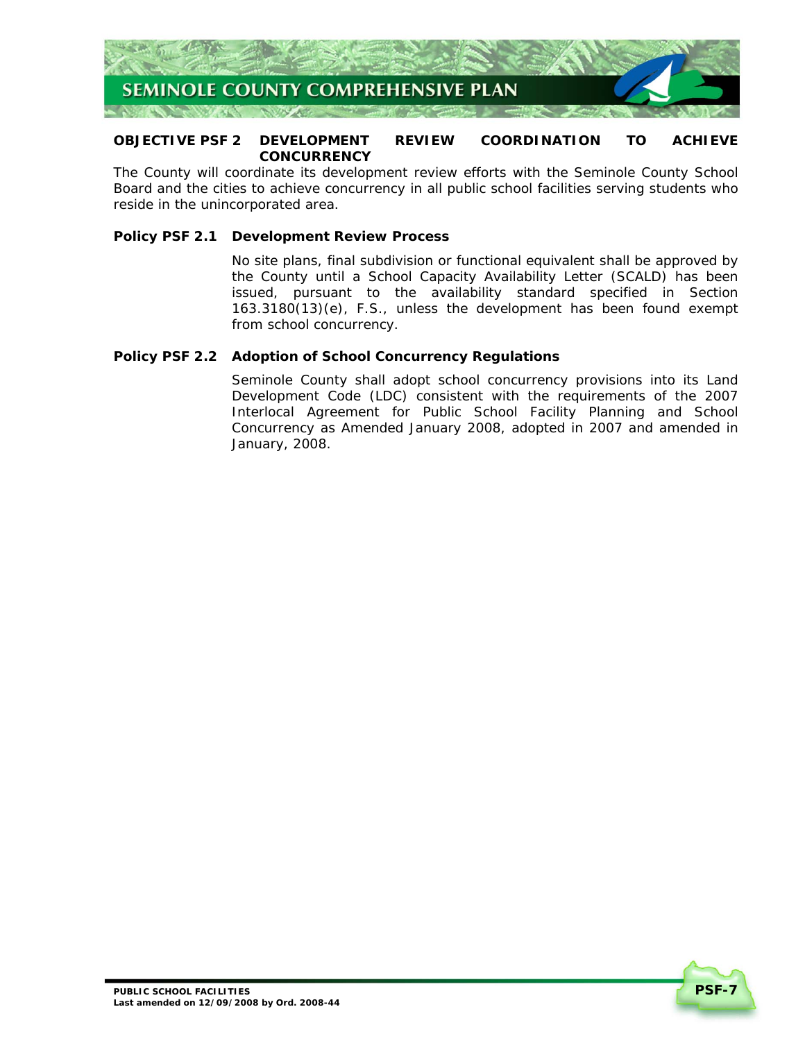## OBJECTIVE PSF 2 DEVELOPMENT REVIEW COORDINATION TO ACHIEVE CONCURRENCY

The County will coordinate its development review efforts with the Seminole County School Board and the cities to achieve concurrency in all public school facilities serving students who reside in the unincorporated area.

### Policy PSF 2.1 Development Review Process

No site plans, final subdivision or functional equivalent shall be approved by the County until a School Capacity Availability Letter (SCALD) has been issued, pursuant to the availability standard specified in Section 163.3180(13)(e), F.S., unless the development has been found exempt from school concurrency.

### Policy PSF 2.2 Adoption of School Concurrency Regulations

Seminole County shall adopt school concurrency provisions into its Land Development Code (LDC) consistent with the requirements of the 2007 Interlocal Agreement for Public School Facility Planning and School Concurrency as Amended January 2008, adopted in 2007 and amended in January, 2008.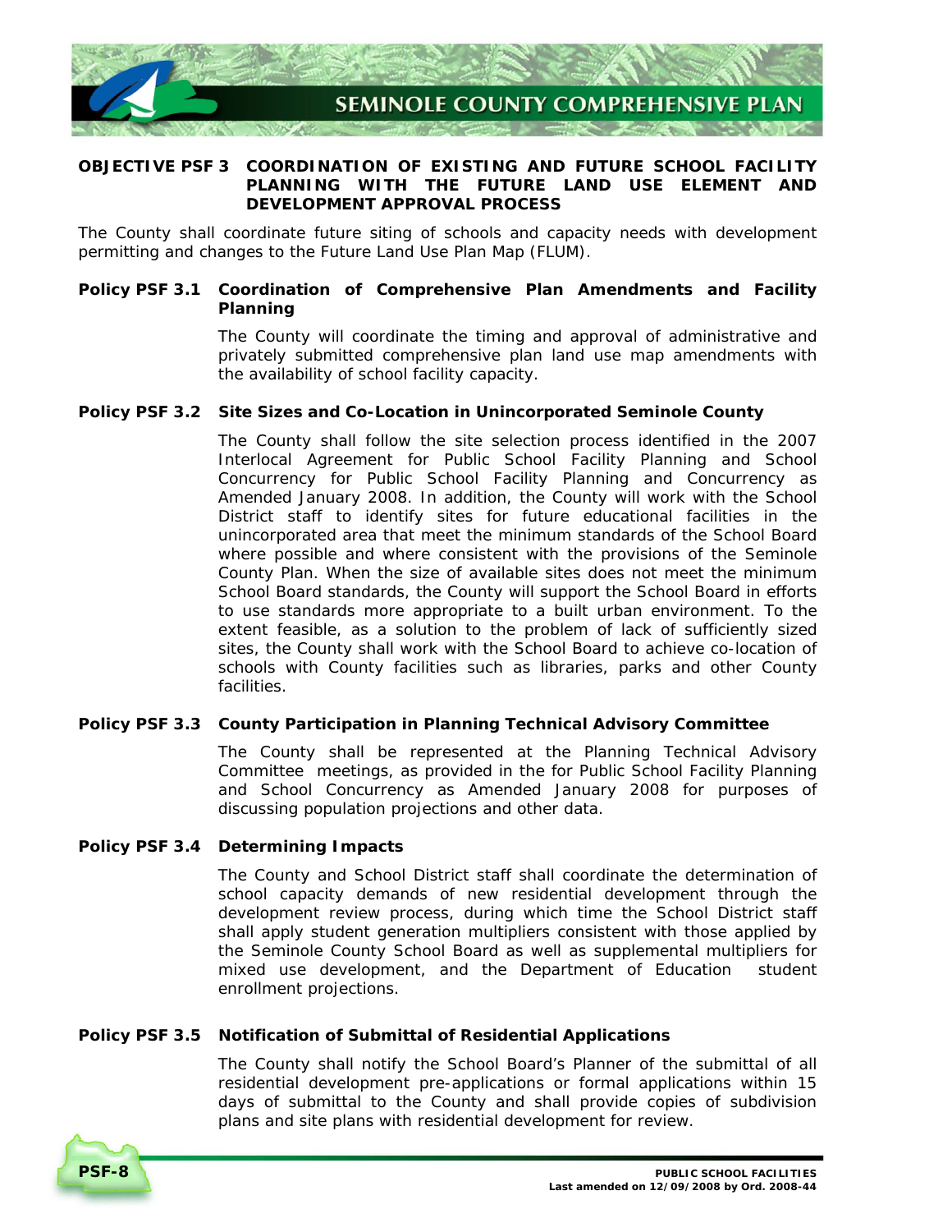**OBJECTIVE PSF 3 COORDINATION OF EXISTING AND FUTURE SCHOOL FACILITY PLANNING WITH THE FUTURE LAND USE ELEMENT AND DEVELOPMENT APPROVAL PROCESS**

The County shall coordinate future siting of schools and capacity needs with development permitting and changes to the Future Land Use Plan Map (FLUM).

**Policy PSF 3.1 Coordination of Comprehensive Plan Amendments and Facility Planning**

The County will coordinate the timing and approval of administrative and privately submitted comprehensive plan land use map amendments with the availability of school facility capacity.

**Policy PSF 3.2 Site Sizes and Co-Location in Unincorporated Seminole County**

The County shall follow the site selection process identified in the 2007 Interlocal Agreement for Public School Facility Planning and School Concurrency for Public School Facility Planning and Concurrency as Amended January 2008. In addition, the County will work with the School District staff to identify sites for future educational facilities in the unincorporated area that meet the minimum standards of the School Board where possible and where consistent with the provisions of the Seminole County Plan. When the size of available sites does not meet the minimum School Board standards, the County will support the School Board in efforts to use standards more appropriate to a built urban environment. To the extent feasible, as a solution to the problem of lack of sufficiently sized sites, the County shall work with the School Board to achieve co-location of schools with County facilities such as libraries, parks and other County facilities.

**Policy PSF 3.3 County Participation in Planning Technical Advisory Committee**

The County shall be represented at the Planning Technical Advisory Committee meetings, as provided in the for Public School Facility Planning and School Concurrency as Amended January 2008 for purposes of discussing population projections and other data.

**Policy PSF 3.4 Determining Impacts**

The County and School District staff shall coordinate the determination of school capacity demands of new residential development through the development review process, during which time the School District staff shall apply student generation multipliers consistent with those applied by the Seminole County School Board as well as supplemental multipliers for mixed use development, and the Department of Education student enrollment projections.

**Policy PSF 3.5 Notification of Submittal of Residential Applications**

The County shall notify the School Board's Planner of the submittal of all residential development pre-applications or formal applications within 15 days of submittal to the County and shall provide copies of subdivision plans and site plans with residential development for review.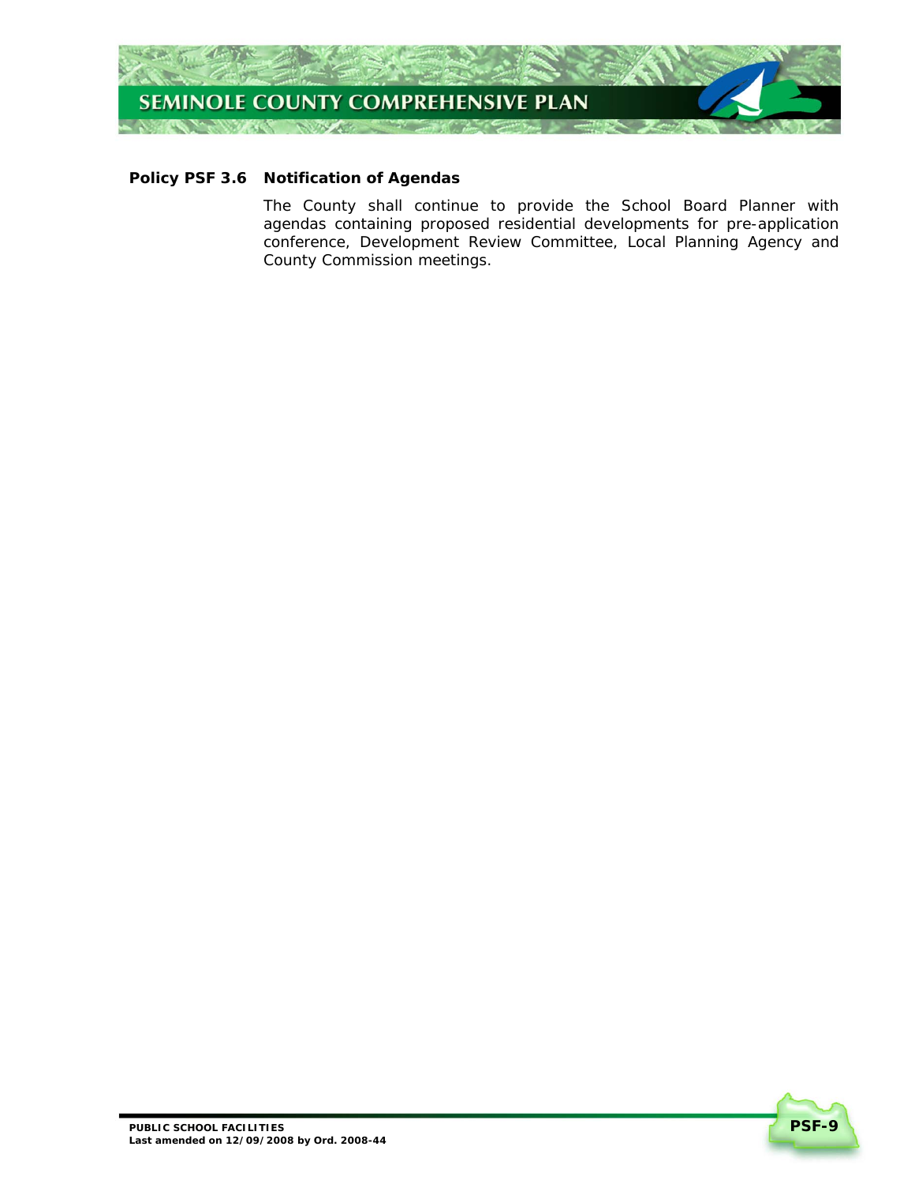**Policy PSF 3.6 Notification of Agendas**

The County shall continue to provide the School Board Planner with agendas containing proposed residential developments for pre-application conference, Development Review Committee, Local Planning Agency and County Commission meetings.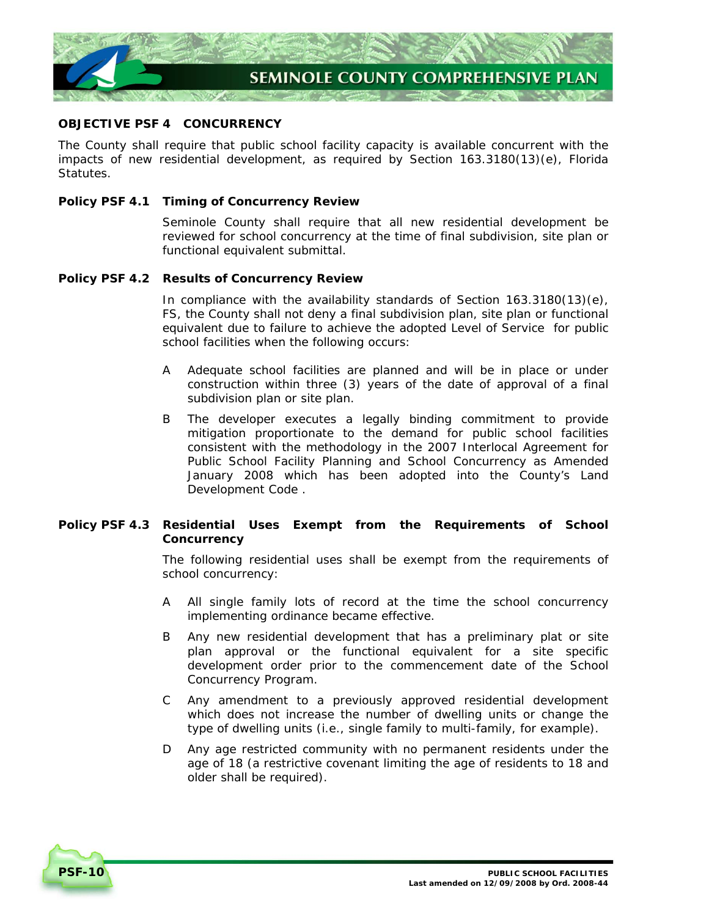## OBJECTIVE PSF 4 CONCURRENCY

The County shall require that public school facility capacity is available concurrent with the impacts of new residential development, as required by Section 163.3180(13)(e), Florida Statutes.

### Policy PSF 4.1 Timing of Concurrency Review

Seminole County shall require that all new residential development be reviewed for school concurrency at the time of final subdivision, site plan or functional equivalent submittal.

### Policy PSF 4.2 Results of Concurrency Review

In compliance with the availability standards of Section 163.3180(13)(e), FS, the County shall not deny a final subdivision plan, site plan or functional equivalent due to failure to achieve the adopted Level of Service for public school facilities when the following occurs:

A Adequate school facilities are planned and will be in place or under construction within three (3) years of the date of approval of a final subdivision plan or site plan.

B The developer executes a legally binding commitment to provide mitigation proportionate to the demand for public school facilities consistent with the methodology in the 2007 Interlocal Agreement for Public School Facility Planning and School Concurrency as Amended January 2008 which has been adopted into the County's Land Development Code .

### Policy PSF 4.3 Residential Uses Exempt from the Requirements of School Concurrency

The following residential uses shall be exempt from the requirements of school concurrency:

A All single family lots of record at the time the school concurrency implementing ordinance became effective.

B Any new residential development that has a preliminary plat or site plan approval or the functional equivalent for a site specific development order prior to the commencement date of the School Concurrency Program.

C Any amendment to a previously approved residential development which does not increase the number of dwelling units or change the type of dwelling units (i.e., single family to multi-family, for example).

D Any age restricted community with no permanent residents under the age of 18 (a restrictive covenant limiting the age of residents to 18 and older shall be required).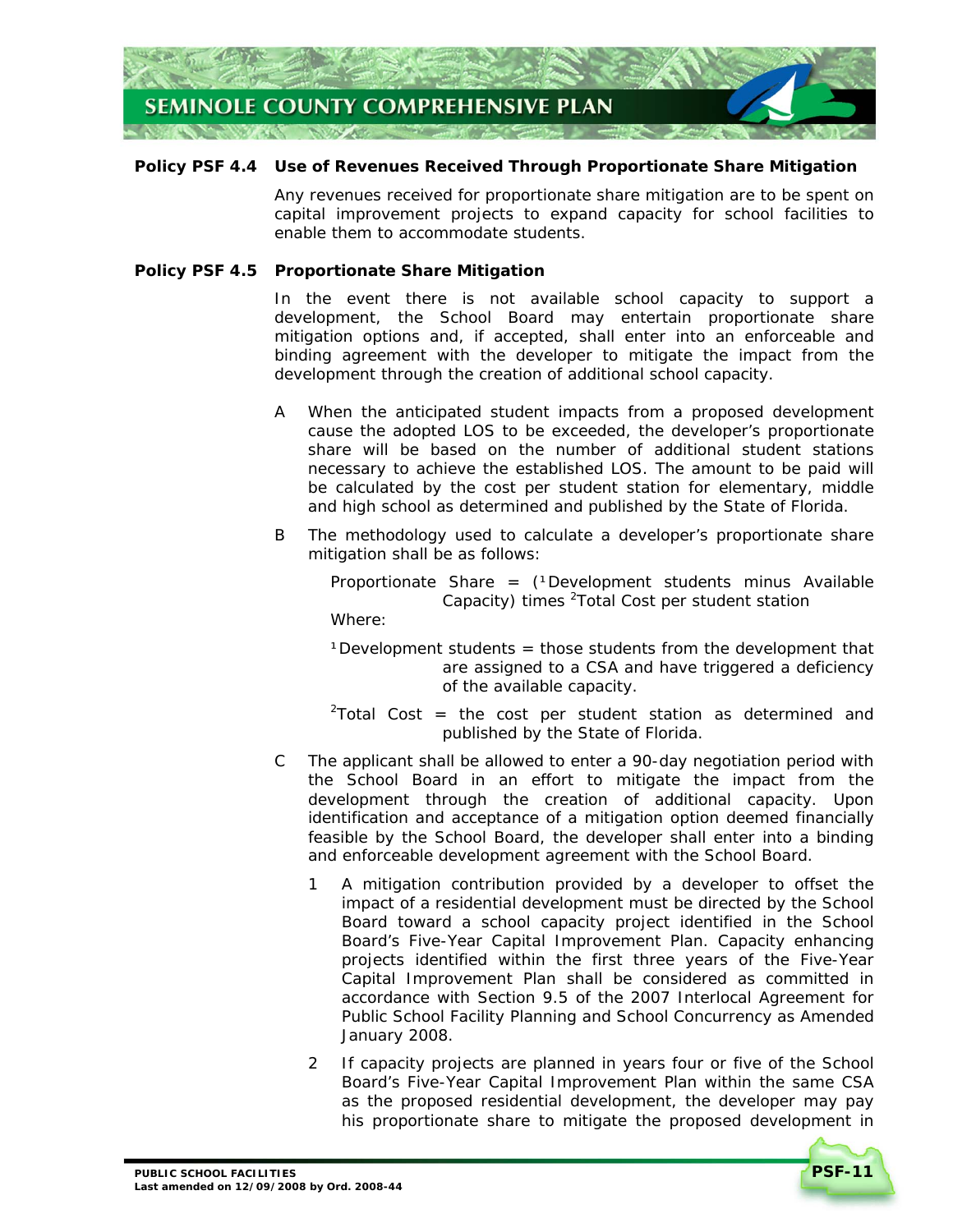**Policy PSF 4.4 Use of Revenues Received Through Proportionate Share Mitigation**

Any revenues received for proportionate share mitigation are to be spent on capital improvement projects to expand capacity for school facilities to enable them to accommodate students.

**Policy PSF 4.5 Proportionate Share Mitigation**

In the event there is not available school capacity to support a development, the School Board may entertain proportionate share mitigation options and, if accepted, shall enter into an enforceable and binding agreement with the developer to mitigate the impact from the development through the creation of additional school capacity.

A When the anticipated student impacts from a proposed development cause the adopted LOS to be exceeded, the developer's proportionate share will be based on the number of additional student stations necessary to achieve the established LOS. The amount to be paid will be calculated by the cost per student station for elementary, middle and high school as determined and published by the State of Florida.

B The methodology used to calculate a developer's proportionate share mitigation shall be as follows:

Proportionate Share = ([1]Development students minus Available Capacity) times [2]Total Cost per student station

Where:

[1]Development students = those students from the development that are assigned to a CSA and have triggered a deficiency of the available capacity.

[2]Total Cost = the cost per student station as determined and published by the State of Florida.

C The applicant shall be allowed to enter a 90-day negotiation period with the School Board in an effort to mitigate the impact from the development through the creation of additional capacity. Upon identification and acceptance of a mitigation option deemed financially feasible by the School Board, the developer shall enter into a binding and enforceable development agreement with the School Board.

1 A mitigation contribution provided by a developer to offset the impact of a residential development must be directed by the School Board toward a school capacity project identified in the School Board's Five-Year Capital Improvement Plan. Capacity enhancing projects identified within the first three years of the Five-Year Capital Improvement Plan shall be considered as committed in accordance with Section 9.5 of the 2007 Interlocal Agreement for Public School Facility Planning and School Concurrency as Amended January 2008.

2 If capacity projects are planned in years four or five of the School Board's Five-Year Capital Improvement Plan within the same CSA as the proposed residential development, the developer may pay his proportionate share to mitigate the proposed development in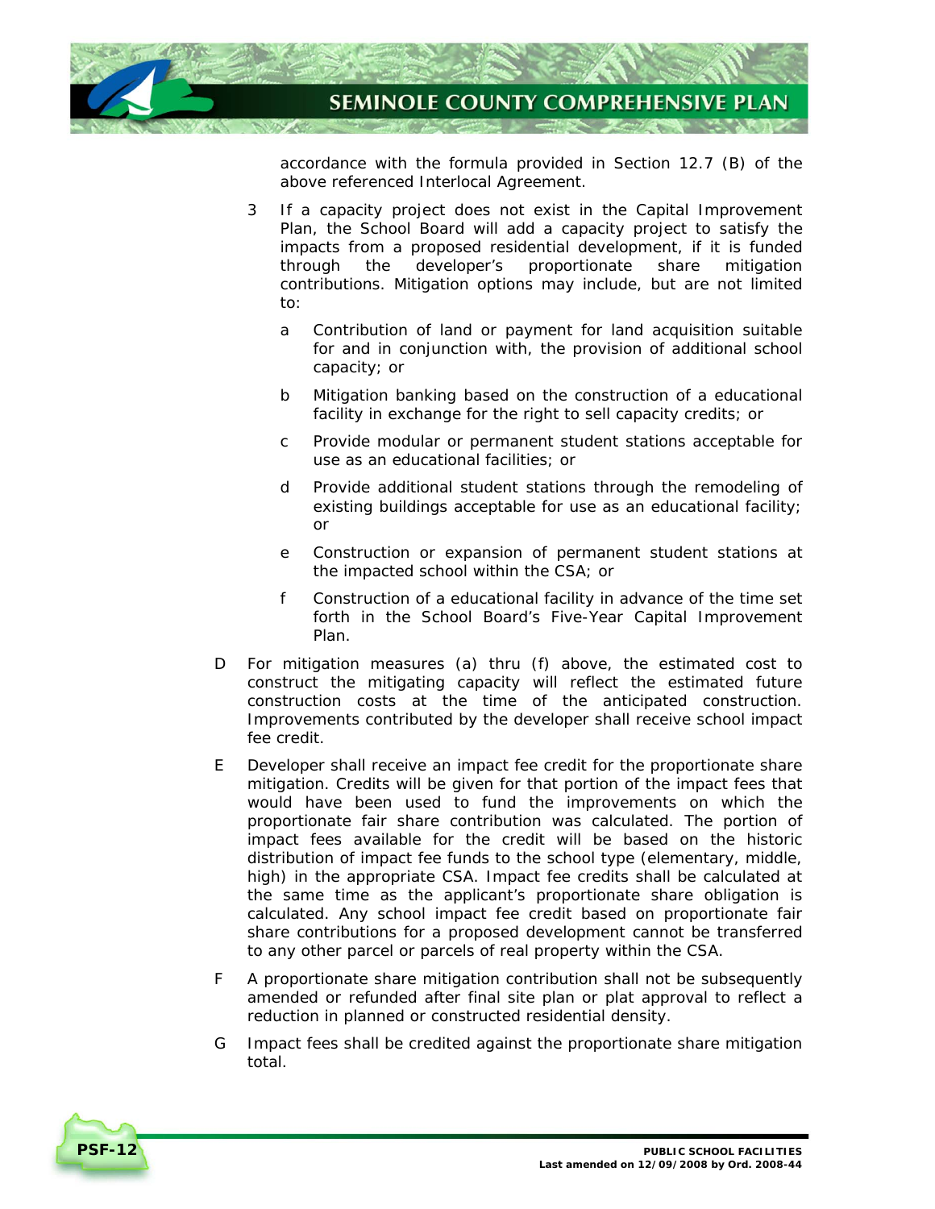accordance with the formula provided in Section 12.7 (B) of the above referenced Interlocal Agreement.

3 If a capacity project does not exist in the Capital Improvement Plan, the School Board will add a capacity project to satisfy the impacts from a proposed residential development, if it is funded through the developer's proportionate share mitigation contributions. Mitigation options may include, but are not limited to:

   a Contribution of land or payment for land acquisition suitable for and in conjunction with, the provision of additional school capacity; or

   b Mitigation banking based on the construction of a educational facility in exchange for the right to sell capacity credits; or

   c Provide modular or permanent student stations acceptable for use as an educational facilities; or

   d Provide additional student stations through the remodeling of existing buildings acceptable for use as an educational facility; or

   e Construction or expansion of permanent student stations at the impacted school within the CSA; or

   f Construction of a educational facility in advance of the time set forth in the School Board's Five-Year Capital Improvement Plan.

D For mitigation measures (a) thru (f) above, the estimated cost to construct the mitigating capacity will reflect the estimated future construction costs at the time of the anticipated construction. Improvements contributed by the developer shall receive school impact fee credit.

E Developer shall receive an impact fee credit for the proportionate share mitigation. Credits will be given for that portion of the impact fees that would have been used to fund the improvements on which the proportionate fair share contribution was calculated. The portion of impact fees available for the credit will be based on the historic distribution of impact fee funds to the school type (elementary, middle, high) in the appropriate CSA. Impact fee credits shall be calculated at the same time as the applicant's proportionate share obligation is calculated. Any school impact fee credit based on proportionate fair share contributions for a proposed development cannot be transferred to any other parcel or parcels of real property within the CSA.

F A proportionate share mitigation contribution shall not be subsequently amended or refunded after final site plan or plat approval to reflect a reduction in planned or constructed residential density.

G Impact fees shall be credited against the proportionate share mitigation total.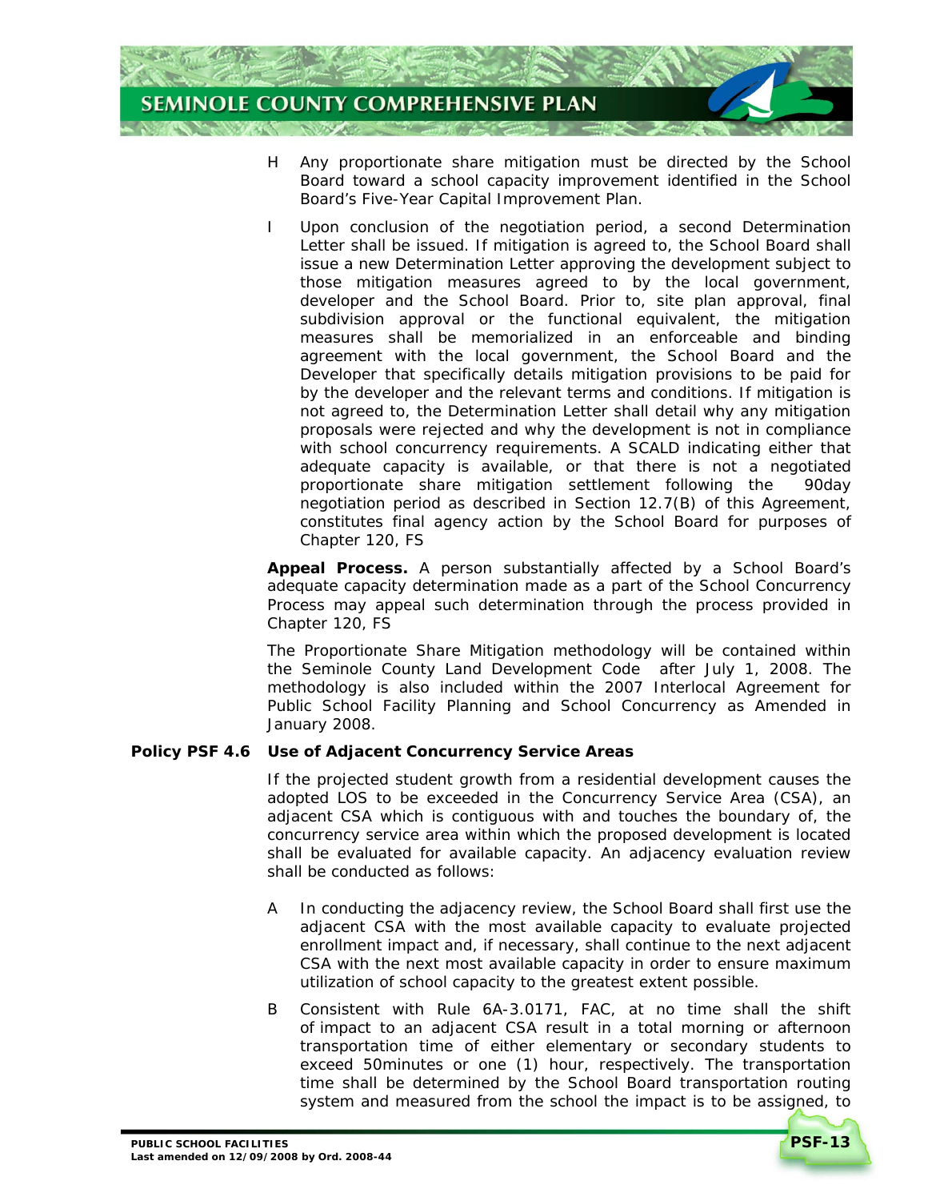H Any proportionate share mitigation must be directed by the School Board toward a school capacity improvement identified in the School Board's Five-Year Capital Improvement Plan.

I Upon conclusion of the negotiation period, a second Determination Letter shall be issued. If mitigation is agreed to, the School Board shall issue a new Determination Letter approving the development subject to those mitigation measures agreed to by the local government, developer and the School Board. Prior to, site plan approval, final subdivision approval or the functional equivalent, the mitigation measures shall be memorialized in an enforceable and binding agreement with the local government, the School Board and the Developer that specifically details mitigation provisions to be paid for by the developer and the relevant terms and conditions. If mitigation is not agreed to, the Determination Letter shall detail why any mitigation proposals were rejected and why the development is not in compliance with school concurrency requirements. A SCALD indicating either that adequate capacity is available, or that there is not a negotiated proportionate share mitigation settlement following the 90day negotiation period as described in Section 12.7(B) of this Agreement, constitutes final agency action by the School Board for purposes of Chapter 120, FS

**Appeal Process.** A person substantially affected by a School Board's adequate capacity determination made as a part of the School Concurrency Process may appeal such determination through the process provided in Chapter 120, FS

The Proportionate Share Mitigation methodology will be contained within the Seminole County Land Development Code after July 1, 2008. The methodology is also included within the 2007 Interlocal Agreement for Public School Facility Planning and School Concurrency as Amended in January 2008.

**Policy PSF 4.6 Use of Adjacent Concurrency Service Areas**

If the projected student growth from a residential development causes the adopted LOS to be exceeded in the Concurrency Service Area (CSA), an adjacent CSA which is contiguous with and touches the boundary of, the concurrency service area within which the proposed development is located shall be evaluated for available capacity. An adjacency evaluation review shall be conducted as follows:

A In conducting the adjacency review, the School Board shall first use the adjacent CSA with the most available capacity to evaluate projected enrollment impact and, if necessary, shall continue to the next adjacent CSA with the next most available capacity in order to ensure maximum utilization of school capacity to the greatest extent possible.

B Consistent with Rule 6A-3.0171, FAC, at no time shall the shift of impact to an adjacent CSA result in a total morning or afternoon transportation time of either elementary or secondary students to exceed 50minutes or one (1) hour, respectively. The transportation time shall be determined by the School Board transportation routing system and measured from the school the impact is to be assigned, to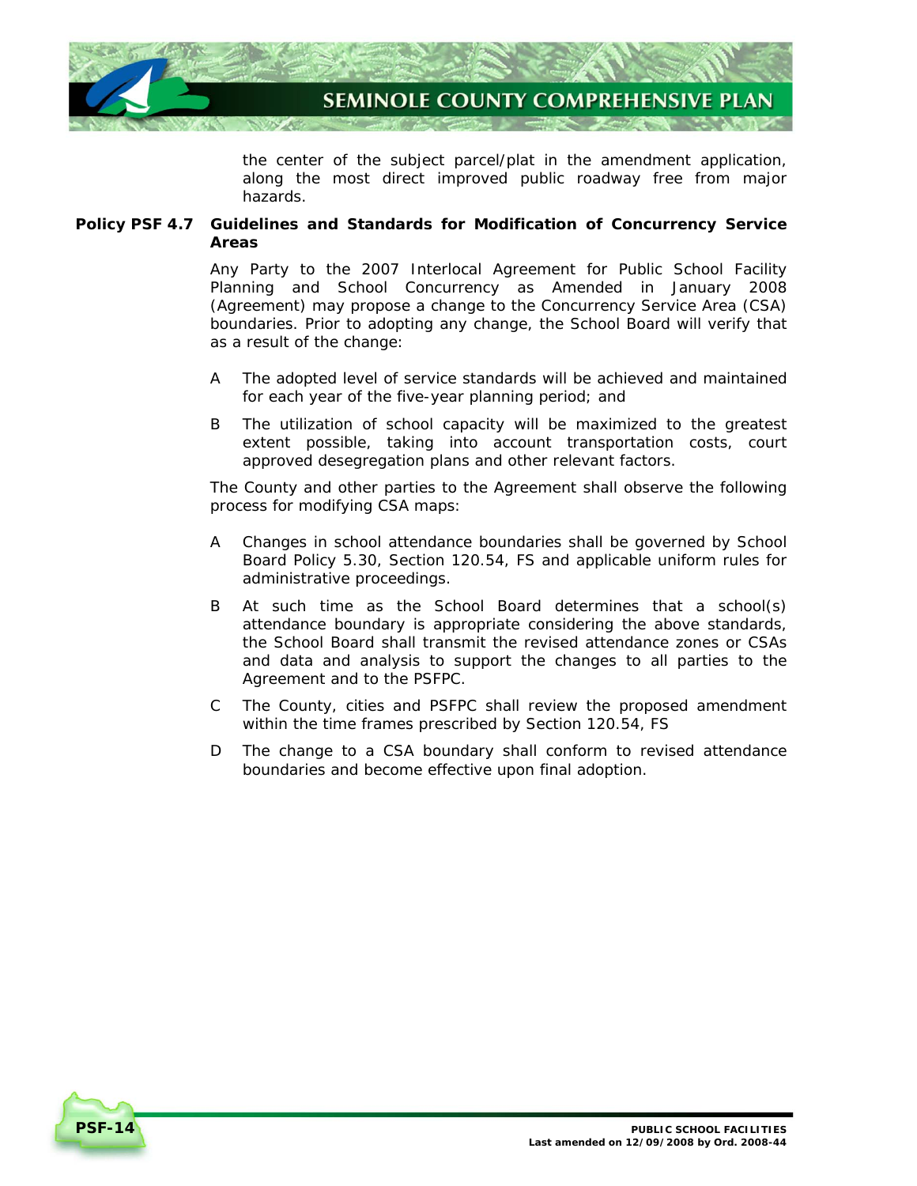the center of the subject parcel/plat in the amendment application, along the most direct improved public roadway free from major hazards.

**Policy PSF 4.7 Guidelines and Standards for Modification of Concurrency Service Areas**

Any Party to the 2007 Interlocal Agreement for Public School Facility Planning and School Concurrency as Amended in January 2008 (Agreement) may propose a change to the Concurrency Service Area (CSA) boundaries. Prior to adopting any change, the School Board will verify that as a result of the change:

A The adopted level of service standards will be achieved and maintained for each year of the five-year planning period; and

B The utilization of school capacity will be maximized to the greatest extent possible, taking into account transportation costs, court approved desegregation plans and other relevant factors.

The County and other parties to the Agreement shall observe the following process for modifying CSA maps:

A Changes in school attendance boundaries shall be governed by School Board Policy 5.30, Section 120.54, FS and applicable uniform rules for administrative proceedings.

B At such time as the School Board determines that a school(s) attendance boundary is appropriate considering the above standards, the School Board shall transmit the revised attendance zones or CSAs and data and analysis to support the changes to all parties to the Agreement and to the PSFPC.

C The County, cities and PSFPC shall review the proposed amendment within the time frames prescribed by Section 120.54, FS

D The change to a CSA boundary shall conform to revised attendance boundaries and become effective upon final adoption.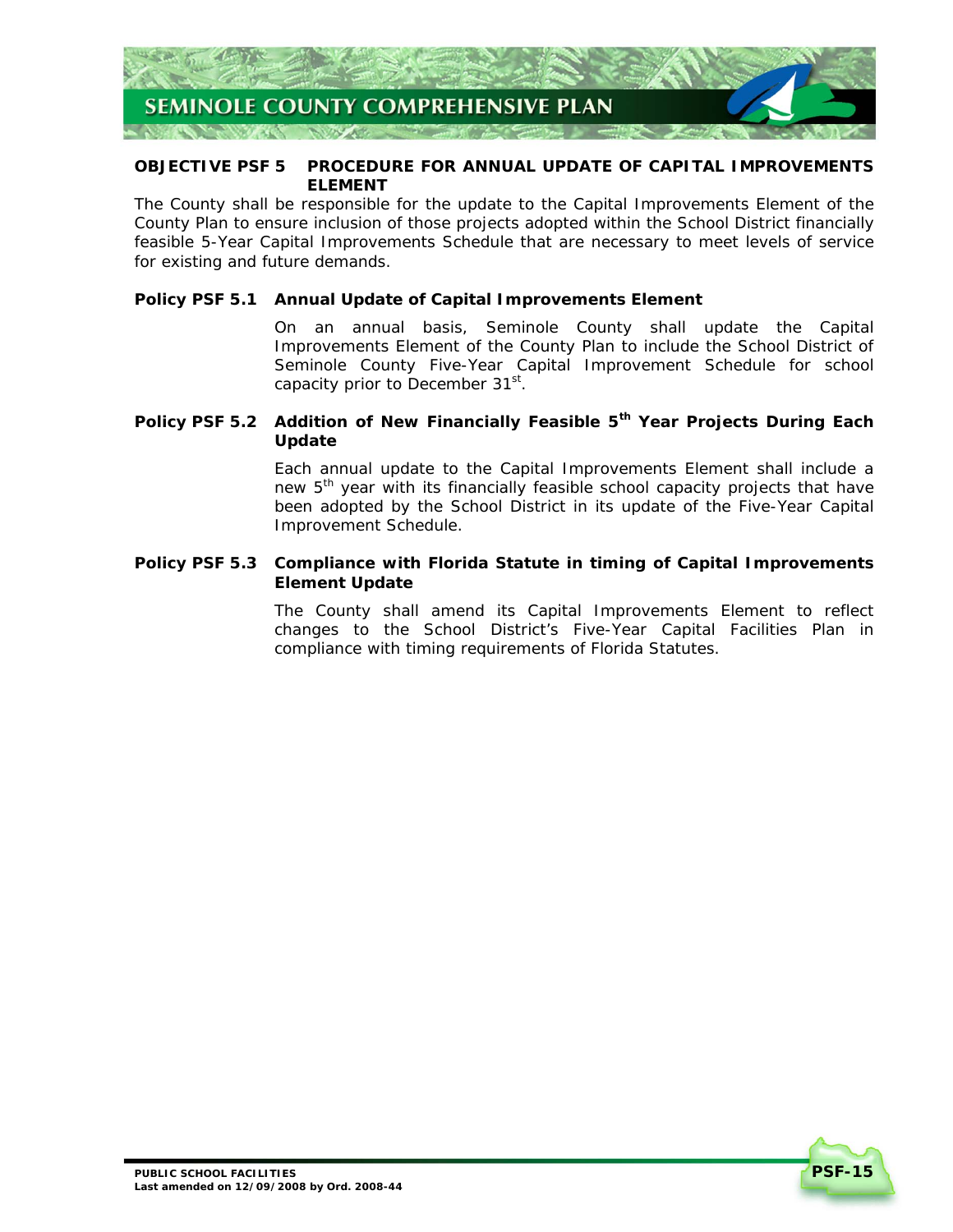## OBJECTIVE PSF 5 PROCEDURE FOR ANNUAL UPDATE OF CAPITAL IMPROVEMENTS ELEMENT

The County shall be responsible for the update to the Capital Improvements Element of the County Plan to ensure inclusion of those projects adopted within the School District financially feasible 5-Year Capital Improvements Schedule that are necessary to meet levels of service for existing and future demands.

### Policy PSF 5.1 Annual Update of Capital Improvements Element

On an annual basis, Seminole County shall update the Capital Improvements Element of the County Plan to include the School District of Seminole County Five-Year Capital Improvement Schedule for school capacity prior to December 31st.

### Policy PSF 5.2 Addition of New Financially Feasible 5th Year Projects During Each Update

Each annual update to the Capital Improvements Element shall include a new 5th year with its financially feasible school capacity projects that have been adopted by the School District in its update of the Five-Year Capital Improvement Schedule.

### Policy PSF 5.3 Compliance with Florida Statute in timing of Capital Improvements Element Update

The County shall amend its Capital Improvements Element to reflect changes to the School District's Five-Year Capital Facilities Plan in compliance with timing requirements of Florida Statutes.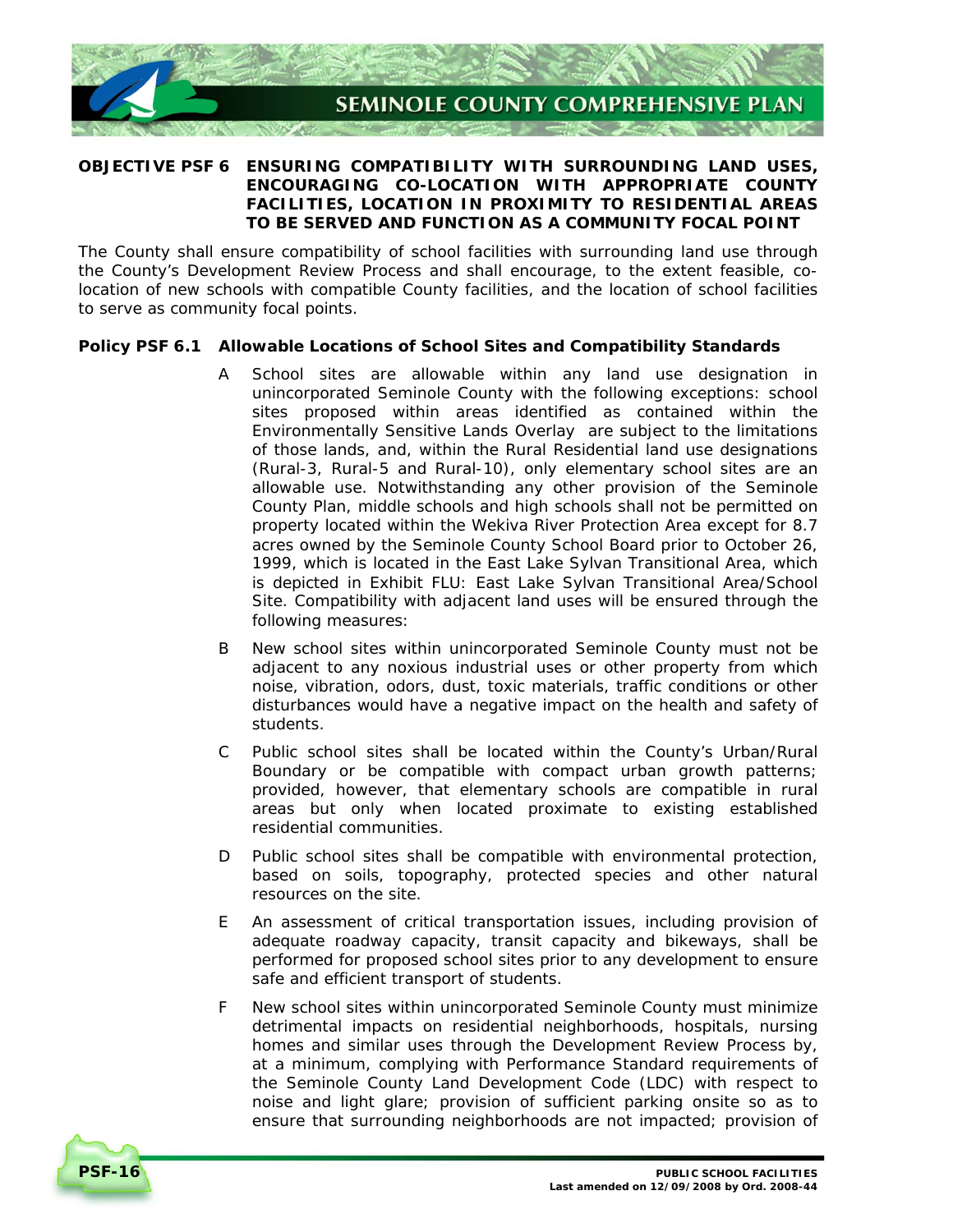**OBJECTIVE PSF 6 ENSURING COMPATIBILITY WITH SURROUNDING LAND USES, ENCOURAGING CO-LOCATION WITH APPROPRIATE COUNTY FACILITIES, LOCATION IN PROXIMITY TO RESIDENTIAL AREAS TO BE SERVED AND FUNCTION AS A COMMUNITY FOCAL POINT**

The County shall ensure compatibility of school facilities with surrounding land use through the County's Development Review Process and shall encourage, to the extent feasible, co-location of new schools with compatible County facilities, and the location of school facilities to serve as community focal points.

**Policy PSF 6.1 Allowable Locations of School Sites and Compatibility Standards**

A School sites are allowable within any land use designation in unincorporated Seminole County with the following exceptions: school sites proposed within areas identified as contained within the Environmentally Sensitive Lands Overlay are subject to the limitations of those lands, and, within the Rural Residential land use designations (Rural-3, Rural-5 and Rural-10), only elementary school sites are an allowable use. Notwithstanding any other provision of the Seminole County Plan, middle schools and high schools shall not be permitted on property located within the Wekiva River Protection Area except for 8.7 acres owned by the Seminole County School Board prior to October 26, 1999, which is located in the East Lake Sylvan Transitional Area, which is depicted in Exhibit FLU: East Lake Sylvan Transitional Area/School Site. Compatibility with adjacent land uses will be ensured through the following measures:

B New school sites within unincorporated Seminole County must not be adjacent to any noxious industrial uses or other property from which noise, vibration, odors, dust, toxic materials, traffic conditions or other disturbances would have a negative impact on the health and safety of students.

C Public school sites shall be located within the County's Urban/Rural Boundary or be compatible with compact urban growth patterns; provided, however, that elementary schools are compatible in rural areas but only when located proximate to existing established residential communities.

D Public school sites shall be compatible with environmental protection, based on soils, topography, protected species and other natural resources on the site.

E An assessment of critical transportation issues, including provision of adequate roadway capacity, transit capacity and bikeways, shall be performed for proposed school sites prior to any development to ensure safe and efficient transport of students.

F New school sites within unincorporated Seminole County must minimize detrimental impacts on residential neighborhoods, hospitals, nursing homes and similar uses through the Development Review Process by, at a minimum, complying with Performance Standard requirements of the Seminole County Land Development Code (LDC) with respect to noise and light glare; provision of sufficient parking onsite so as to ensure that surrounding neighborhoods are not impacted; provision of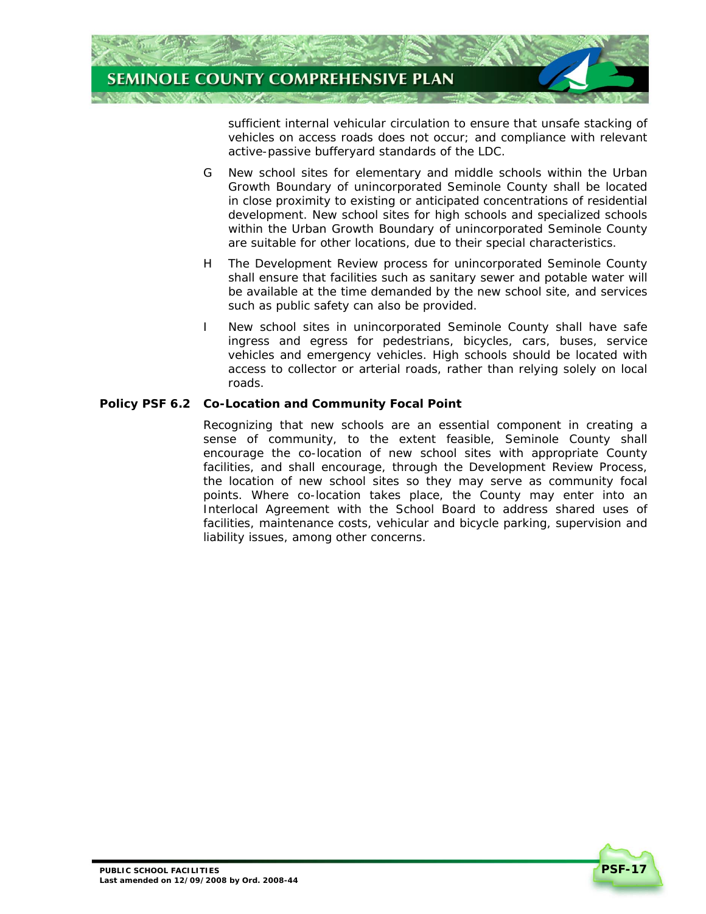sufficient internal vehicular circulation to ensure that unsafe stacking of vehicles on access roads does not occur; and compliance with relevant active-passive bufferyard standards of the LDC.

G New school sites for elementary and middle schools within the Urban Growth Boundary of unincorporated Seminole County shall be located in close proximity to existing or anticipated concentrations of residential development. New school sites for high schools and specialized schools within the Urban Growth Boundary of unincorporated Seminole County are suitable for other locations, due to their special characteristics.

H The Development Review process for unincorporated Seminole County shall ensure that facilities such as sanitary sewer and potable water will be available at the time demanded by the new school site, and services such as public safety can also be provided.

I New school sites in unincorporated Seminole County shall have safe ingress and egress for pedestrians, bicycles, cars, buses, service vehicles and emergency vehicles. High schools should be located with access to collector or arterial roads, rather than relying solely on local roads.

**Policy PSF 6.2 Co-Location and Community Focal Point**

Recognizing that new schools are an essential component in creating a sense of community, to the extent feasible, Seminole County shall encourage the co-location of new school sites with appropriate County facilities, and shall encourage, through the Development Review Process, the location of new school sites so they may serve as community focal points. Where co-location takes place, the County may enter into an Interlocal Agreement with the School Board to address shared uses of facilities, maintenance costs, vehicular and bicycle parking, supervision and liability issues, among other concerns.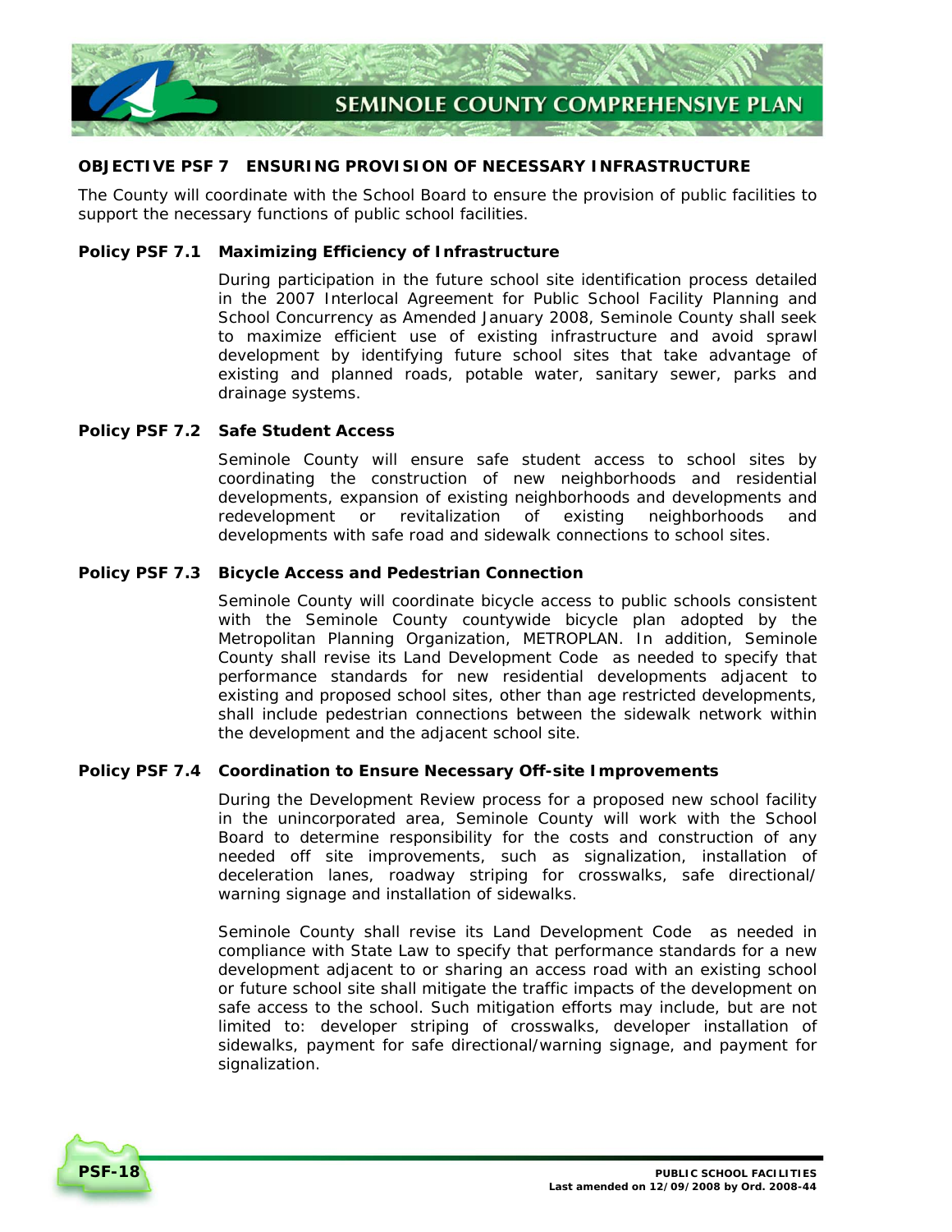## OBJECTIVE PSF 7 ENSURING PROVISION OF NECESSARY INFRASTRUCTURE

The County will coordinate with the School Board to ensure the provision of public facilities to support the necessary functions of public school facilities.

### Policy PSF 7.1 Maximizing Efficiency of Infrastructure

During participation in the future school site identification process detailed in the 2007 Interlocal Agreement for Public School Facility Planning and School Concurrency as Amended January 2008, Seminole County shall seek to maximize efficient use of existing infrastructure and avoid sprawl development by identifying future school sites that take advantage of existing and planned roads, potable water, sanitary sewer, parks and drainage systems.

### Policy PSF 7.2 Safe Student Access

Seminole County will ensure safe student access to school sites by coordinating the construction of new neighborhoods and residential developments, expansion of existing neighborhoods and developments and redevelopment or revitalization of existing neighborhoods and developments with safe road and sidewalk connections to school sites.

### Policy PSF 7.3 Bicycle Access and Pedestrian Connection

Seminole County will coordinate bicycle access to public schools consistent with the Seminole County countywide bicycle plan adopted by the Metropolitan Planning Organization, METROPLAN. In addition, Seminole County shall revise its Land Development Code as needed to specify that performance standards for new residential developments adjacent to existing and proposed school sites, other than age restricted developments, shall include pedestrian connections between the sidewalk network within the development and the adjacent school site.

### Policy PSF 7.4 Coordination to Ensure Necessary Off-site Improvements

During the Development Review process for a proposed new school facility in the unincorporated area, Seminole County will work with the School Board to determine responsibility for the costs and construction of any needed off site improvements, such as signalization, installation of deceleration lanes, roadway striping for crosswalks, safe directional/warning signage and installation of sidewalks.

Seminole County shall revise its Land Development Code as needed in compliance with State Law to specify that performance standards for a new development adjacent to or sharing an access road with an existing school or future school site shall mitigate the traffic impacts of the development on safe access to the school. Such mitigation efforts may include, but are not limited to: developer striping of crosswalks, developer installation of sidewalks, payment for safe directional/warning signage, and payment for signalization.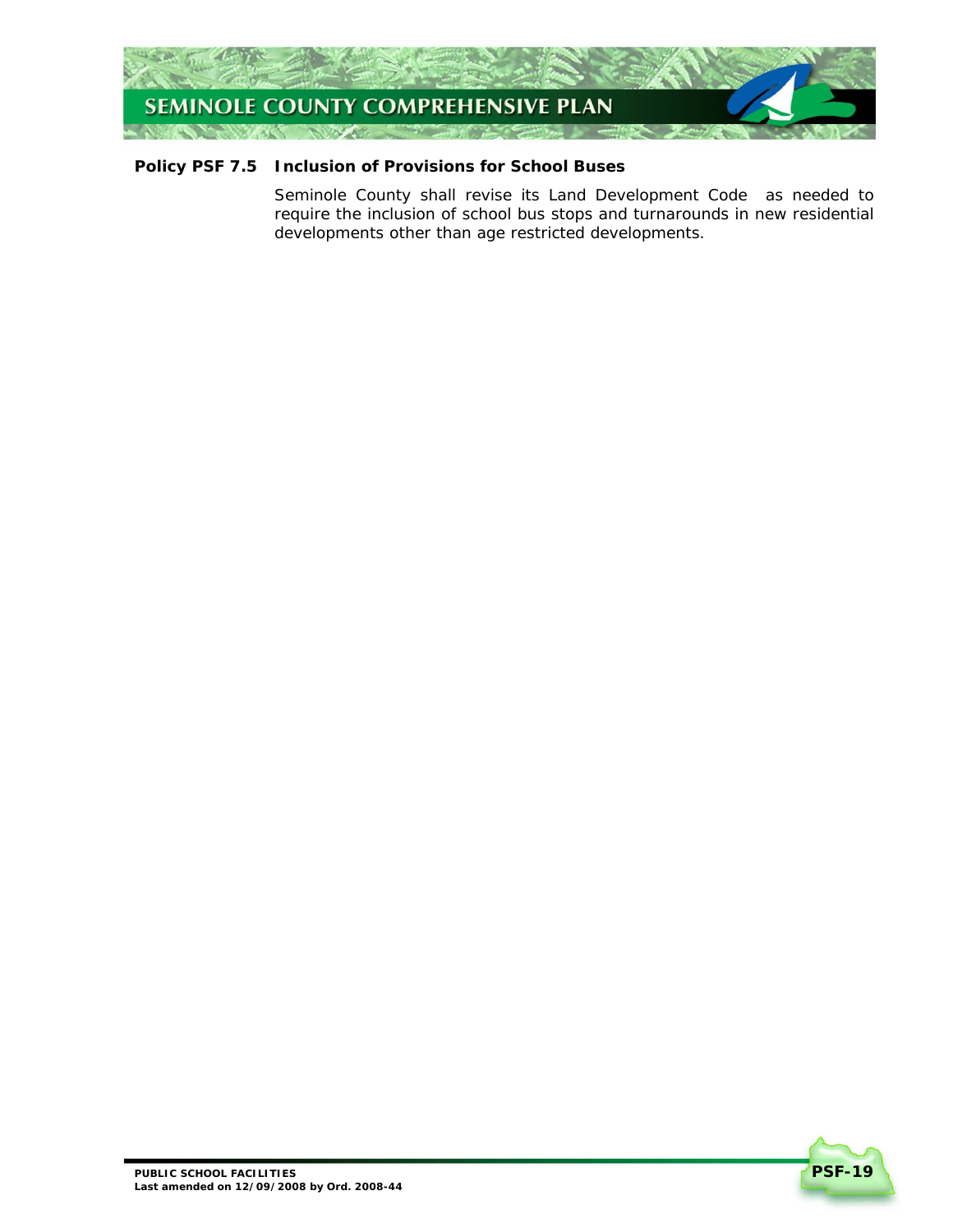**Policy PSF 7.5 Inclusion of Provisions for School Buses**

Seminole County shall revise its Land Development Code as needed to require the inclusion of school bus stops and turnarounds in new residential developments other than age restricted developments.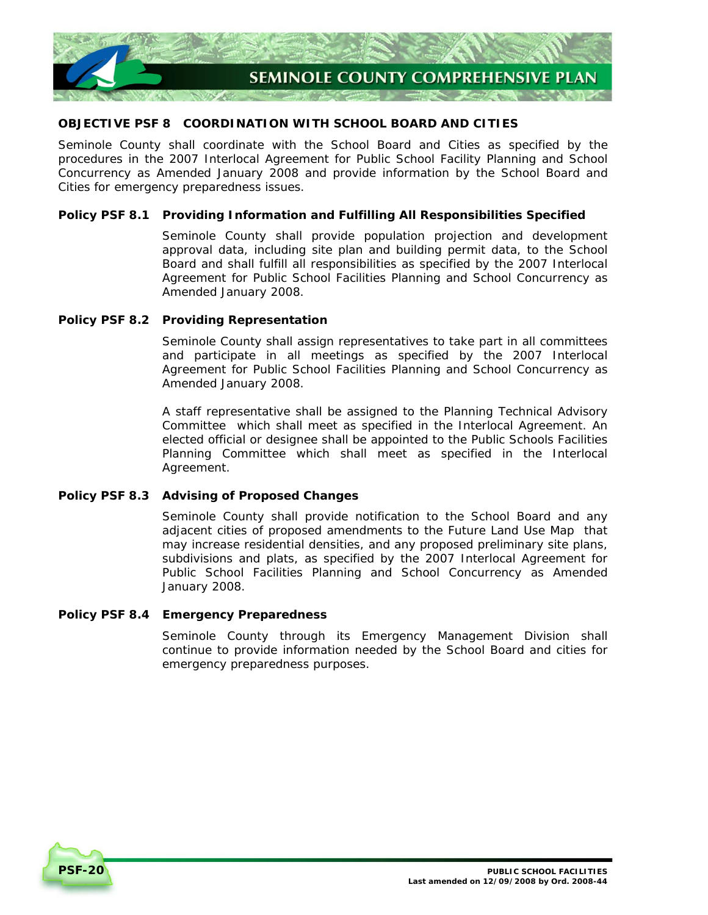**OBJECTIVE PSF 8 COORDINATION WITH SCHOOL BOARD AND CITIES**

Seminole County shall coordinate with the School Board and Cities as specified by the procedures in the 2007 Interlocal Agreement for Public School Facility Planning and School Concurrency as Amended January 2008 and provide information by the School Board and Cities for emergency preparedness issues.

**Policy PSF 8.1 Providing Information and Fulfilling All Responsibilities Specified**

Seminole County shall provide population projection and development approval data, including site plan and building permit data, to the School Board and shall fulfill all responsibilities as specified by the 2007 Interlocal Agreement for Public School Facilities Planning and School Concurrency as Amended January 2008.

**Policy PSF 8.2 Providing Representation**

Seminole County shall assign representatives to take part in all committees and participate in all meetings as specified by the 2007 Interlocal Agreement for Public School Facilities Planning and School Concurrency as Amended January 2008.

A staff representative shall be assigned to the Planning Technical Advisory Committee which shall meet as specified in the Interlocal Agreement. An elected official or designee shall be appointed to the Public Schools Facilities Planning Committee which shall meet as specified in the Interlocal Agreement.

**Policy PSF 8.3 Advising of Proposed Changes**

Seminole County shall provide notification to the School Board and any adjacent cities of proposed amendments to the Future Land Use Map that may increase residential densities, and any proposed preliminary site plans, subdivisions and plats, as specified by the 2007 Interlocal Agreement for Public School Facilities Planning and School Concurrency as Amended January 2008.

**Policy PSF 8.4 Emergency Preparedness**

Seminole County through its Emergency Management Division shall continue to provide information needed by the School Board and cities for emergency preparedness purposes.